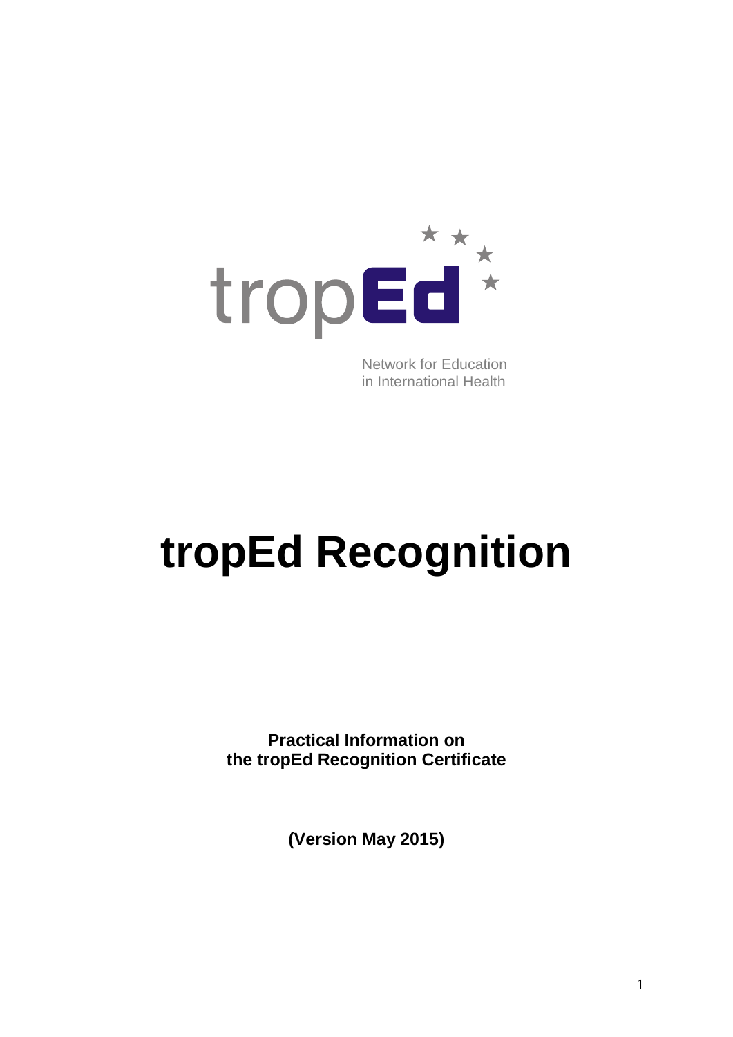tropEd

Network for Education in International Health

# tropEd Recognition

**Practical Information on the tropEd Recognition Certificate**

**(Version May 2015)**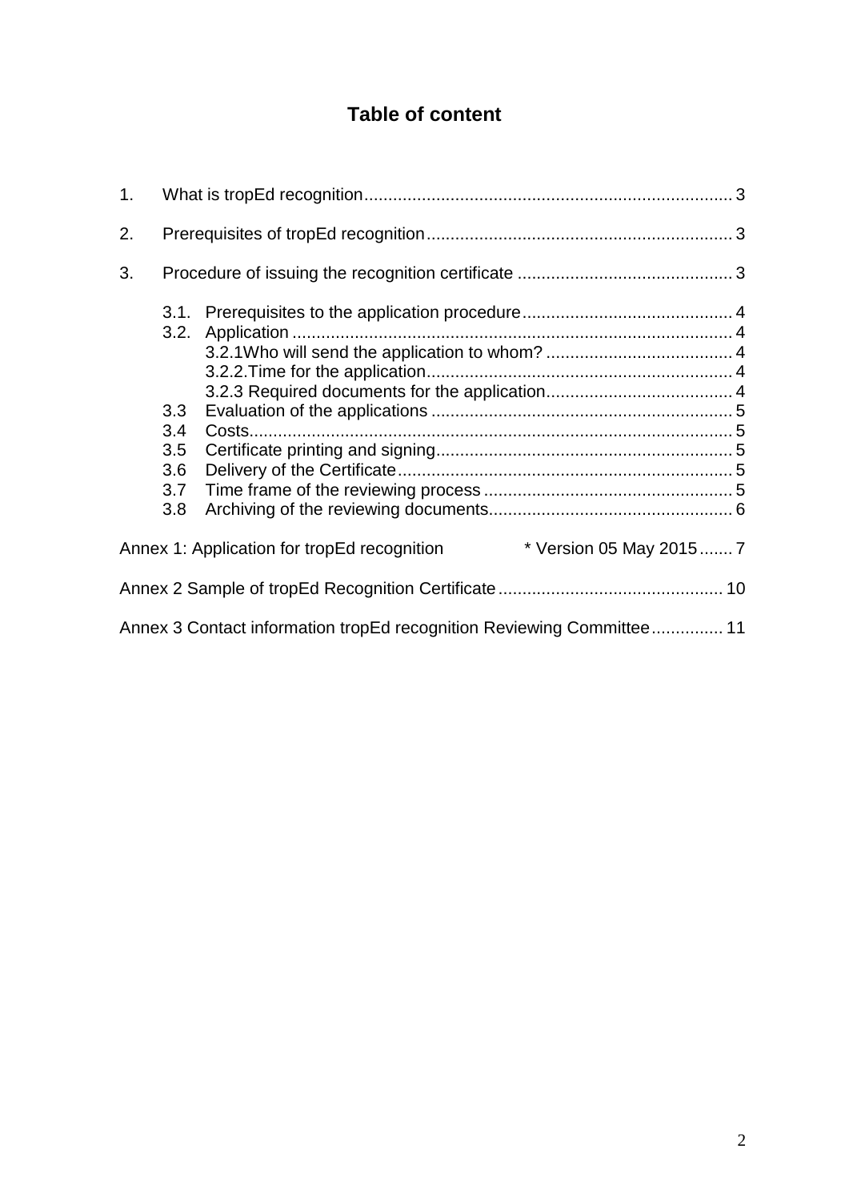# Table of content

1. What is tropEd recognition ............................................................................ 3

2. Prerequisites of tropEd recognition ................................................................ 3

3. Procedure of issuing the recognition certificate ............................................. 3

   3.1. Prerequisites to the application procedure ............................................ 4
   3.2. Application ............................................................................................ 4
      3.2.1Who will send the application to whom? ........................................ 4
      3.2.2.Time for the application ................................................................ 4
      3.2.3 Required documents for the application ....................................... 4
   3.3 Evaluation of the applications ................................................................ 5
   3.4 Costs ...................................................................................................... 5
   3.5 Certificate printing and signing .............................................................. 5
   3.6 Delivery of the Certificate ....................................................................... 5
   3.7 Time frame of the reviewing process ..................................................... 5
   3.8 Archiving of the reviewing documents .................................................... 6

Annex 1: Application for tropEd recognition * Version 05 May 2015 ....... 7

Annex 2 Sample of tropEd Recognition Certificate ............................................... 10

Annex 3 Contact information tropEd recognition Reviewing Committee ............... 11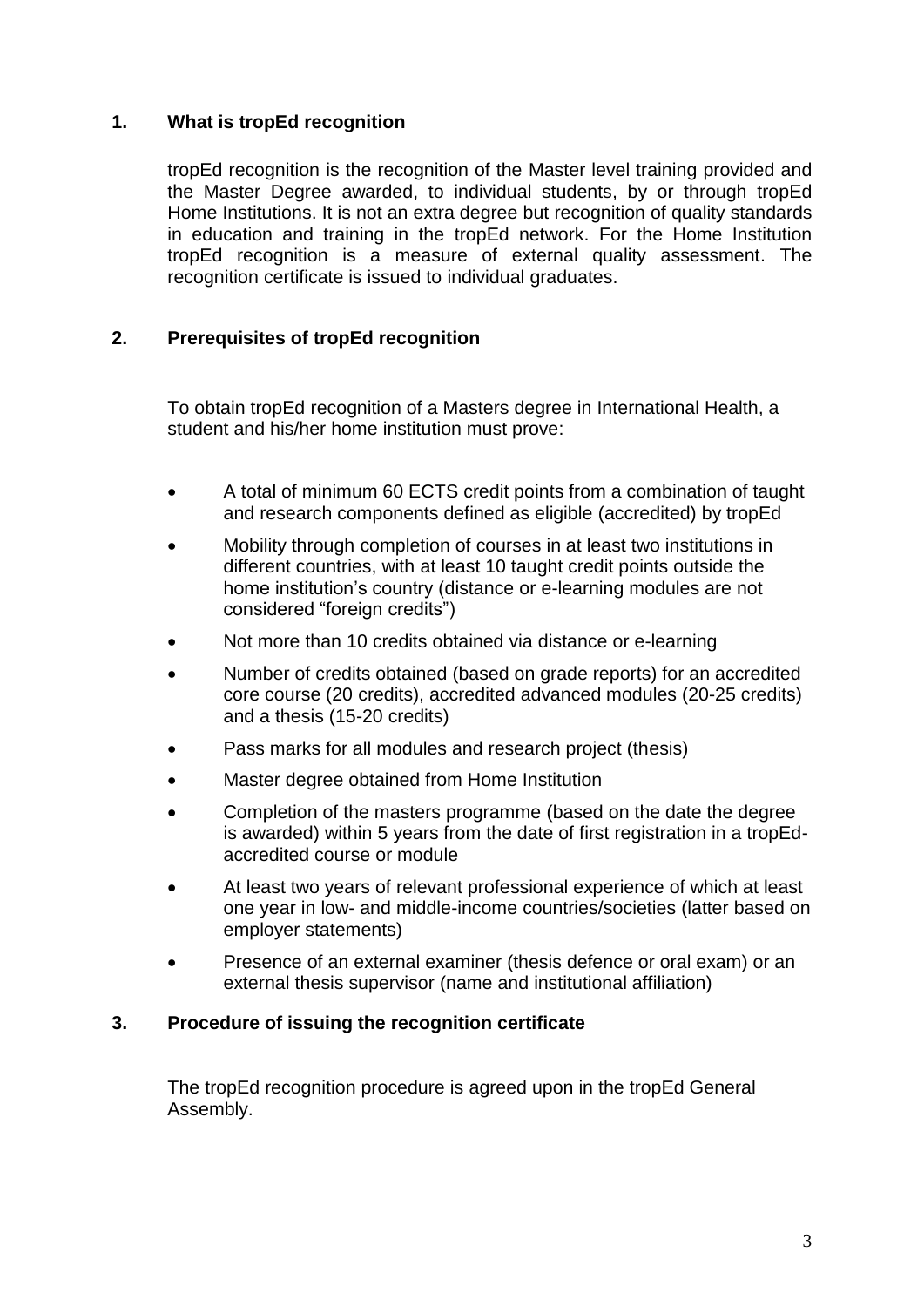## 1. What is tropEd recognition

tropEd recognition is the recognition of the Master level training provided and the Master Degree awarded, to individual students, by or through tropEd Home Institutions. It is not an extra degree but recognition of quality standards in education and training in the tropEd network. For the Home Institution tropEd recognition is a measure of external quality assessment. The recognition certificate is issued to individual graduates.

## 2. Prerequisites of tropEd recognition

To obtain tropEd recognition of a Masters degree in International Health, a student and his/her home institution must prove:

- A total of minimum 60 ECTS credit points from a combination of taught and research components defined as eligible (accredited) by tropEd
- Mobility through completion of courses in at least two institutions in different countries, with at least 10 taught credit points outside the home institution's country (distance or e-learning modules are not considered "foreign credits")
- Not more than 10 credits obtained via distance or e-learning
- Number of credits obtained (based on grade reports) for an accredited core course (20 credits), accredited advanced modules (20-25 credits) and a thesis (15-20 credits)
- Pass marks for all modules and research project (thesis)
- Master degree obtained from Home Institution
- Completion of the masters programme (based on the date the degree is awarded) within 5 years from the date of first registration in a tropEd-accredited course or module
- At least two years of relevant professional experience of which at least one year in low- and middle-income countries/societies (latter based on employer statements)
- Presence of an external examiner (thesis defence or oral exam) or an external thesis supervisor (name and institutional affiliation)

## 3. Procedure of issuing the recognition certificate

The tropEd recognition procedure is agreed upon in the tropEd General Assembly.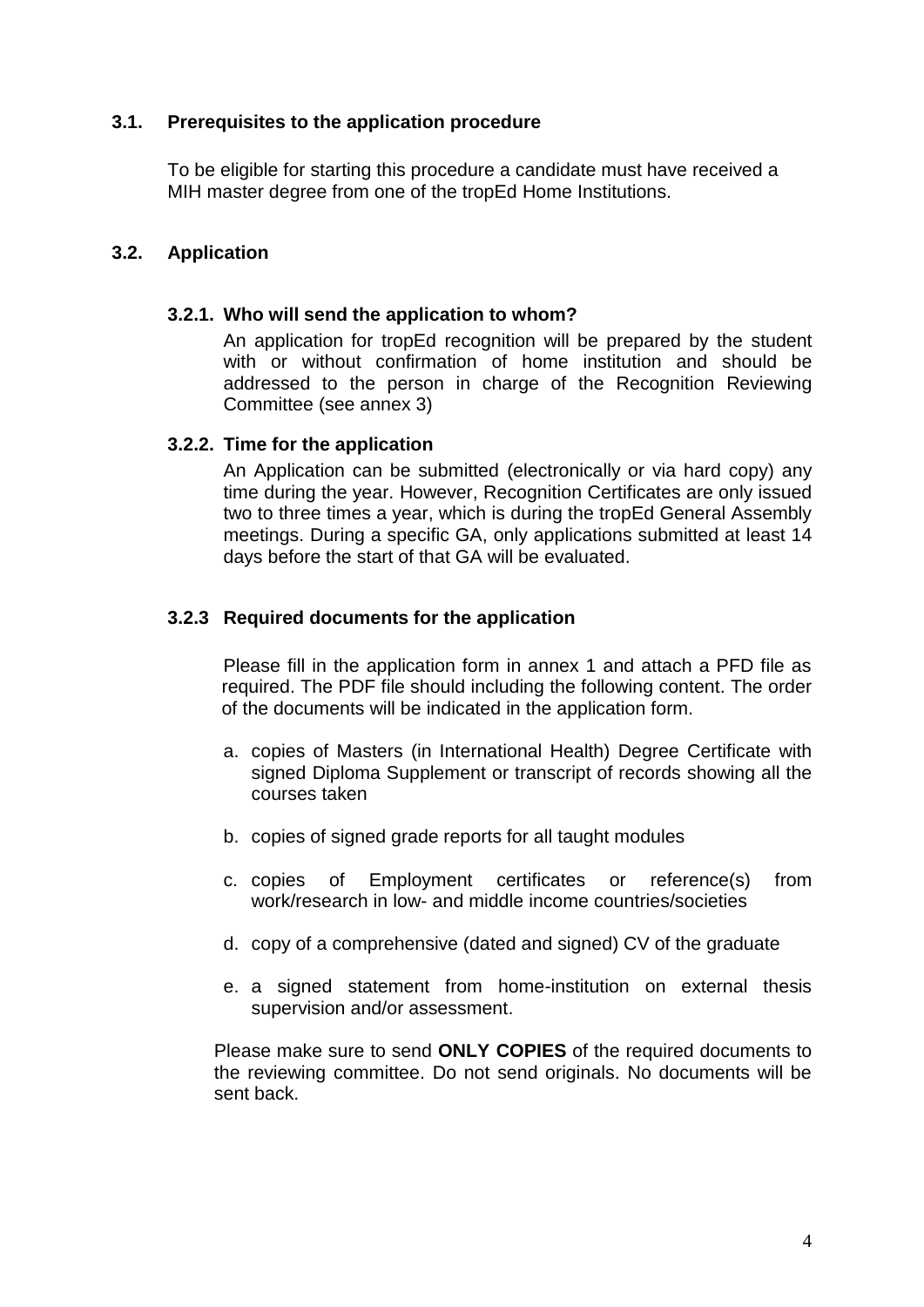### 3.1. Prerequisites to the application procedure

To be eligible for starting this procedure a candidate must have received a MIH master degree from one of the tropEd Home Institutions.

### 3.2. Application

#### 3.2.1. Who will send the application to whom?

An application for tropEd recognition will be prepared by the student with or without confirmation of home institution and should be addressed to the person in charge of the Recognition Reviewing Committee (see annex 3)

#### 3.2.2. Time for the application

An Application can be submitted (electronically or via hard copy) any time during the year. However, Recognition Certificates are only issued two to three times a year, which is during the tropEd General Assembly meetings. During a specific GA, only applications submitted at least 14 days before the start of that GA will be evaluated.

#### 3.2.3 Required documents for the application

Please fill in the application form in annex 1 and attach a PFD file as required. The PDF file should including the following content. The order of the documents will be indicated in the application form.

a. copies of Masters (in International Health) Degree Certificate with signed Diploma Supplement or transcript of records showing all the courses taken

b. copies of signed grade reports for all taught modules

c. copies of Employment certificates or reference(s) from work/research in low- and middle income countries/societies

d. copy of a comprehensive (dated and signed) CV of the graduate

e. a signed statement from home-institution on external thesis supervision and/or assessment.

Please make sure to send **ONLY COPIES** of the required documents to the reviewing committee. Do not send originals. No documents will be sent back.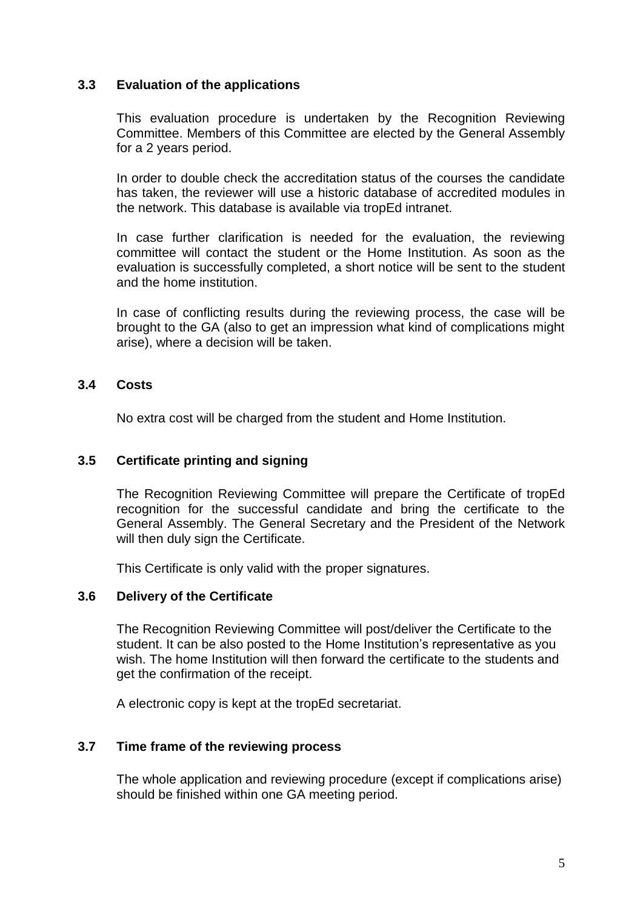### 3.3 Evaluation of the applications

This evaluation procedure is undertaken by the Recognition Reviewing Committee. Members of this Committee are elected by the General Assembly for a 2 years period.

In order to double check the accreditation status of the courses the candidate has taken, the reviewer will use a historic database of accredited modules in the network. This database is available via tropEd intranet.

In case further clarification is needed for the evaluation, the reviewing committee will contact the student or the Home Institution. As soon as the evaluation is successfully completed, a short notice will be sent to the student and the home institution.

In case of conflicting results during the reviewing process, the case will be brought to the GA (also to get an impression what kind of complications might arise), where a decision will be taken.

### 3.4 Costs

No extra cost will be charged from the student and Home Institution.

### 3.5 Certificate printing and signing

The Recognition Reviewing Committee will prepare the Certificate of tropEd recognition for the successful candidate and bring the certificate to the General Assembly. The General Secretary and the President of the Network will then duly sign the Certificate.

This Certificate is only valid with the proper signatures.

### 3.6 Delivery of the Certificate

The Recognition Reviewing Committee will post/deliver the Certificate to the student. It can be also posted to the Home Institution's representative as you wish. The home Institution will then forward the certificate to the students and get the confirmation of the receipt.

A electronic copy is kept at the tropEd secretariat.

### 3.7 Time frame of the reviewing process

The whole application and reviewing procedure (except if complications arise) should be finished within one GA meeting period.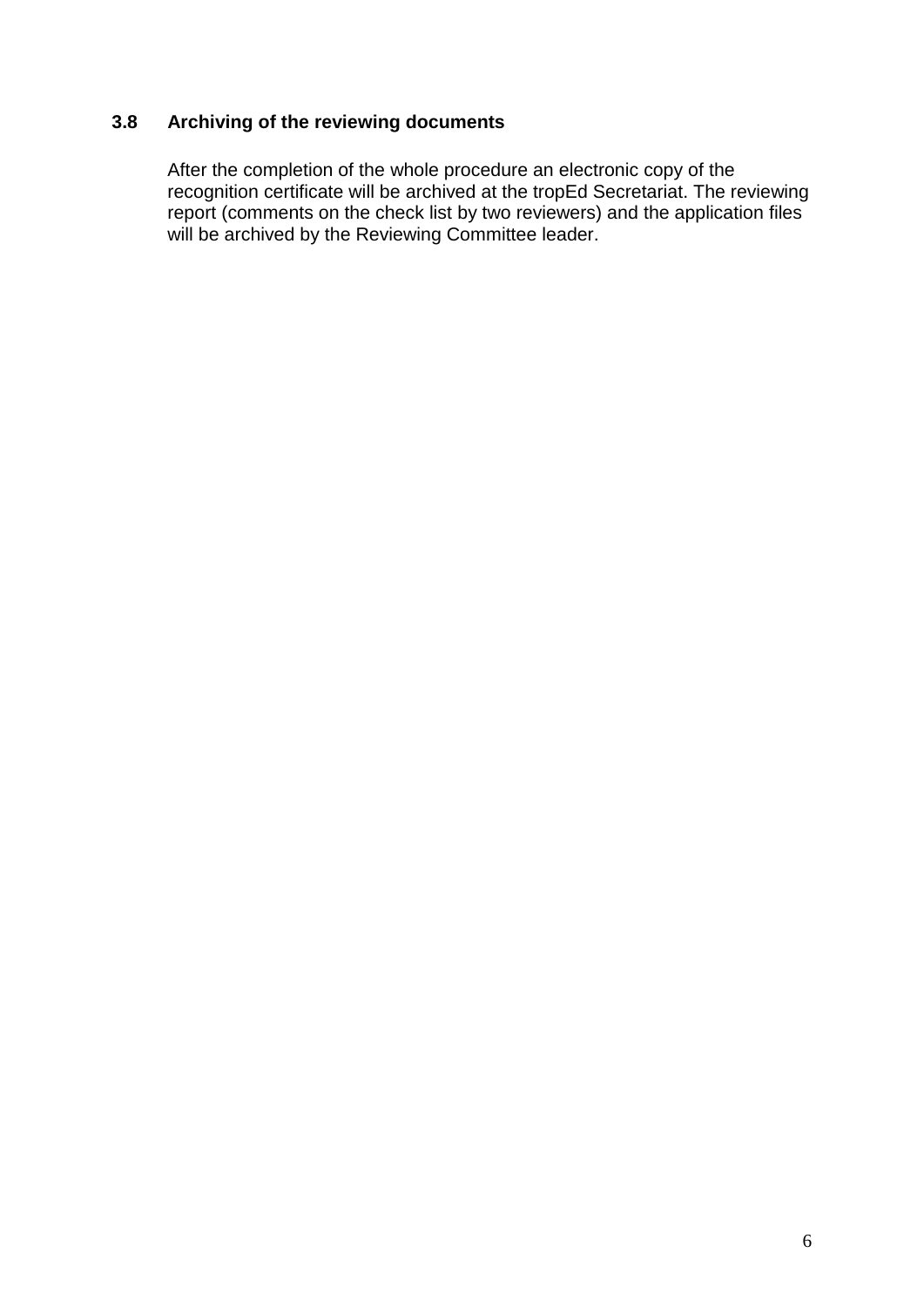### 3.8 Archiving of the reviewing documents

After the completion of the whole procedure an electronic copy of the recognition certificate will be archived at the tropEd Secretariat. The reviewing report (comments on the check list by two reviewers) and the application files will be archived by the Reviewing Committee leader.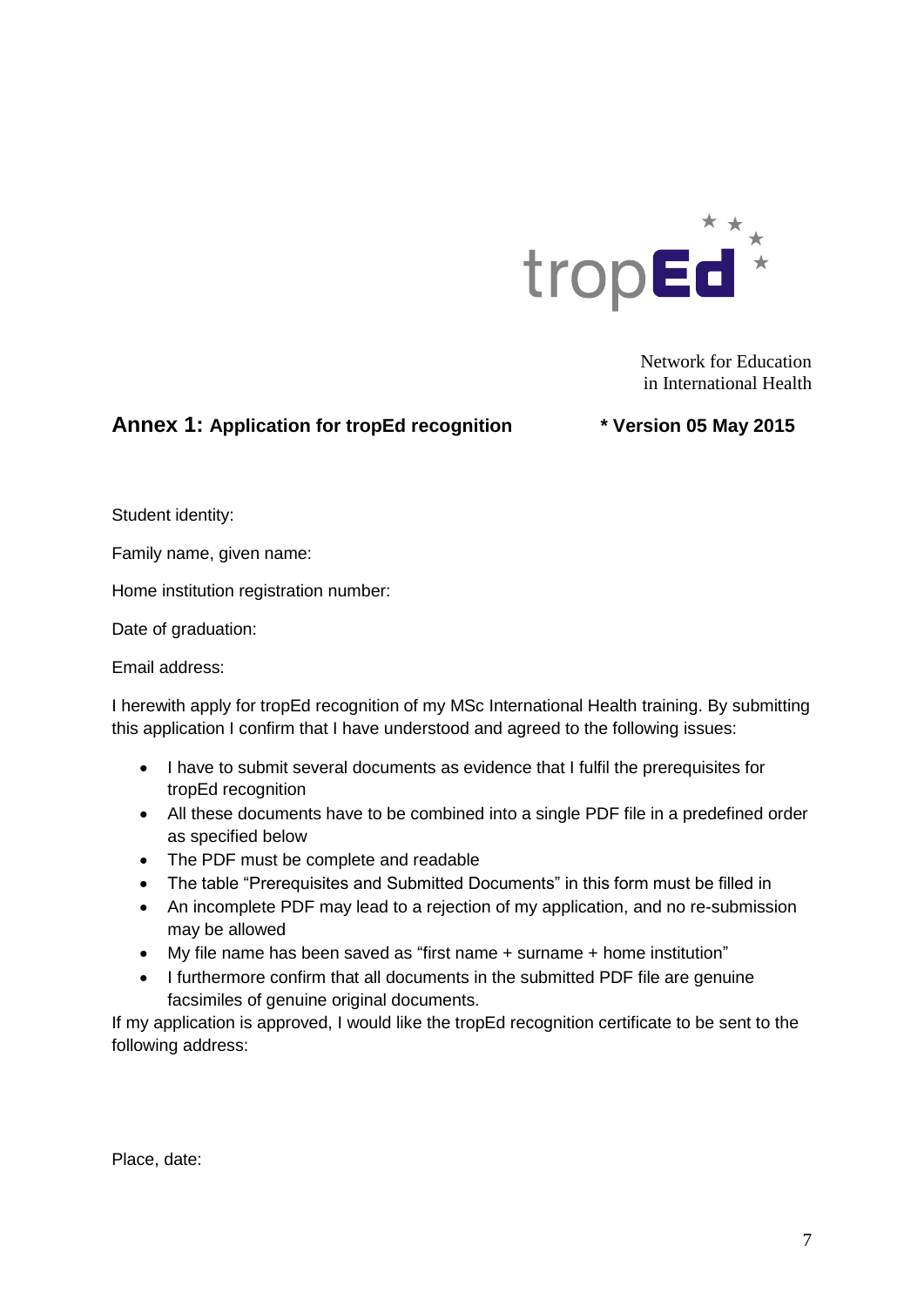tropEd

Network for Education
in International Health

## Annex 1: Application for tropEd recognition * Version 05 May 2015

Student identity:

Family name, given name:

Home institution registration number:

Date of graduation:

Email address:

I herewith apply for tropEd recognition of my MSc International Health training. By submitting this application I confirm that I have understood and agreed to the following issues:

- I have to submit several documents as evidence that I fulfil the prerequisites for tropEd recognition
- All these documents have to be combined into a single PDF file in a predefined order as specified below
- The PDF must be complete and readable
- The table "Prerequisites and Submitted Documents" in this form must be filled in
- An incomplete PDF may lead to a rejection of my application, and no re-submission may be allowed
- My file name has been saved as "first name + surname + home institution"
- I furthermore confirm that all documents in the submitted PDF file are genuine facsimiles of genuine original documents.

If my application is approved, I would like the tropEd recognition certificate to be sent to the following address:

Place, date: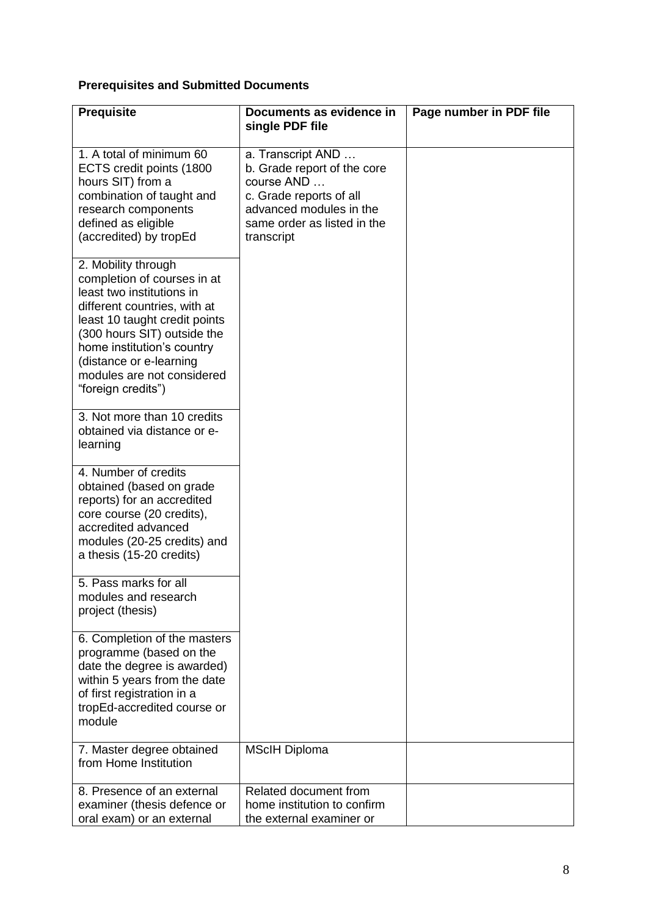**Prerequisites and Submitted Documents**

| Prequisite | Documents as evidence in single PDF file | Page number in PDF file |
|---|---|---|
| 1. A total of minimum 60 ECTS credit points (1800 hours SIT) from a combination of taught and research components defined as eligible (accredited) by tropEd | a. Transcript AND … b. Grade report of the core course AND … c. Grade reports of all advanced modules in the same order as listed in the transcript | |
| 2. Mobility through completion of courses in at least two institutions in different countries, with at least 10 taught credit points (300 hours SIT) outside the home institution's country (distance or e-learning modules are not considered "foreign credits") | | |
| 3. Not more than 10 credits obtained via distance or e-learning | | |
| 4. Number of credits obtained (based on grade reports) for an accredited core course (20 credits), accredited advanced modules (20-25 credits) and a thesis (15-20 credits) | | |
| 5. Pass marks for all modules and research project (thesis) | | |
| 6. Completion of the masters programme (based on the date the degree is awarded) within 5 years from the date of first registration in a tropEd-accredited course or module | | |
| 7. Master degree obtained from Home Institution | MScIH Diploma | |
| 8. Presence of an external examiner (thesis defence or oral exam) or an external | Related document from home institution to confirm the external examiner or | |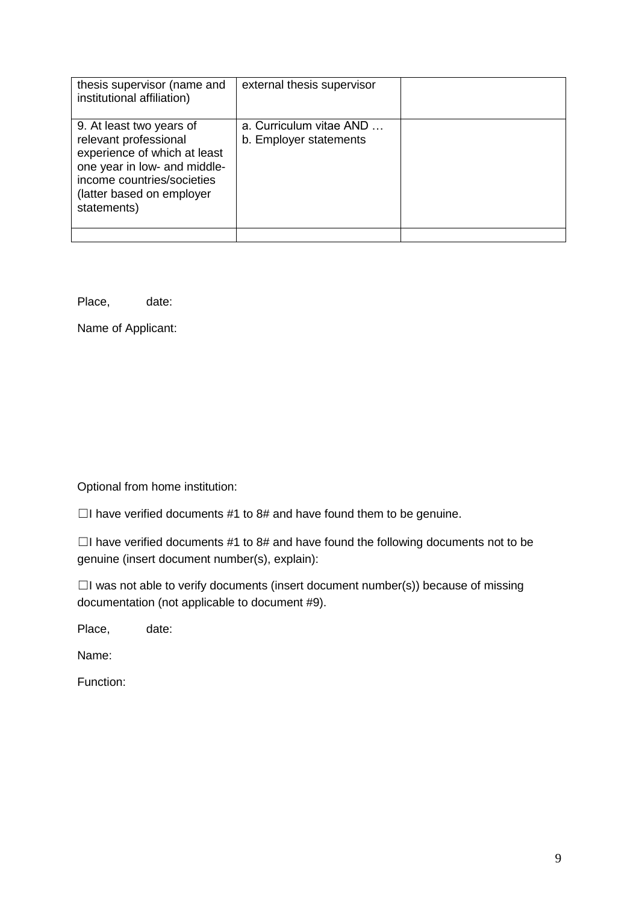| thesis supervisor (name and institutional affiliation) | external thesis supervisor | |
|---|---|---|
| 9. At least two years of relevant professional experience of which at least one year in low- and middle-income countries/societies (latter based on employer statements) | a. Curriculum vitae AND … b. Employer statements | |
| | | |

Place, date:

Name of Applicant:

Optional from home institution:

☐I have verified documents #1 to 8# and have found them to be genuine.

☐I have verified documents #1 to 8# and have found the following documents not to be genuine (insert document number(s), explain):

☐I was not able to verify documents (insert document number(s)) because of missing documentation (not applicable to document #9).

Place, date:

Name:

Function: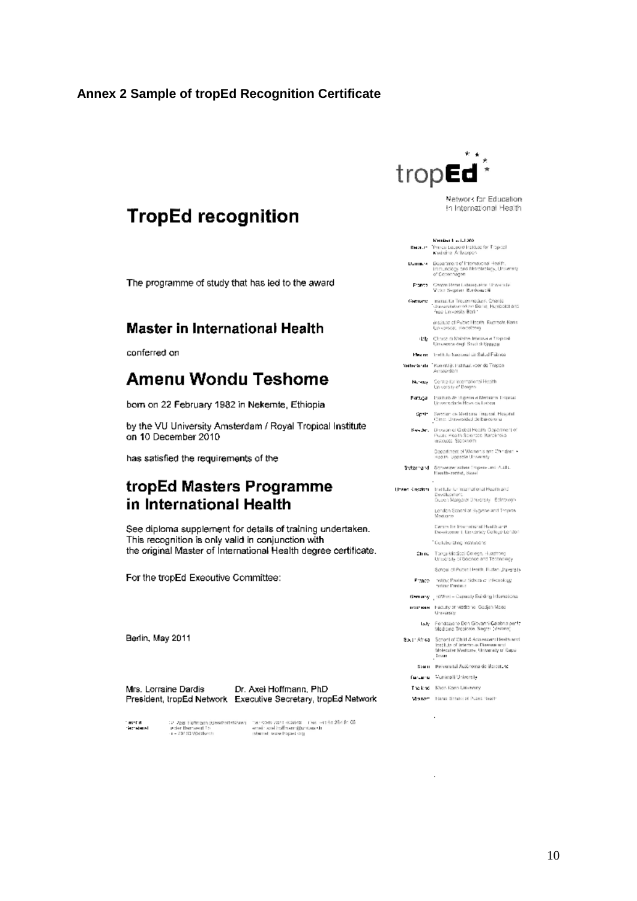**Annex 2 Sample of tropEd Recognition Certificate**

tropEd

Network for Education in International Health

# TropEd recognition

The programme of study that has led to the award

## Master in International Health

conferred on

## Amenu Wondu Teshome

born on 22 February 1982 in Nekemte, Ethiopia

by the VU University Amsterdam / Royal Tropical Institute on 10 December 2010

has satisfied the requirements of the

## tropEd Masters Programme in International Health

See diploma supplement for details of training undertaken.
This recognition is only valid in conjunction with the original Master of International Health degree certificate.

For the tropEd Executive Committee:

Berlin, May 2011

Mrs. Lorraine Dardis
President, tropEd Network

Dr. Axel Hoffmann, PhD
Executive Secretary, tropEd Network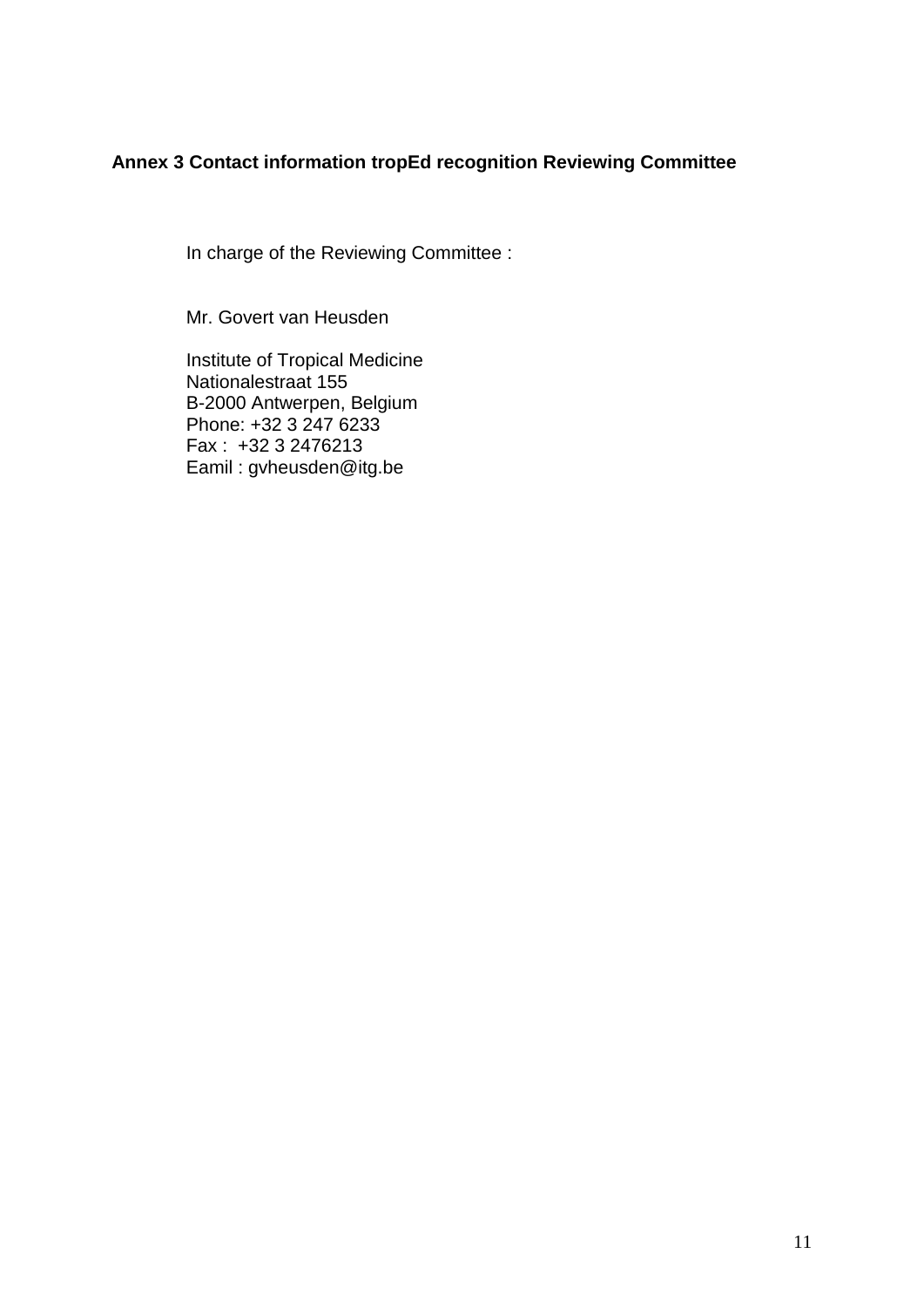**Annex 3 Contact information tropEd recognition Reviewing Committee**

In charge of the Reviewing Committee :

Mr. Govert van Heusden

Institute of Tropical Medicine
Nationalestraat 155
B-2000 Antwerpen, Belgium
Phone: +32 3 247 6233
Fax : +32 3 2476213
Eamil : gvheusden@itg.be